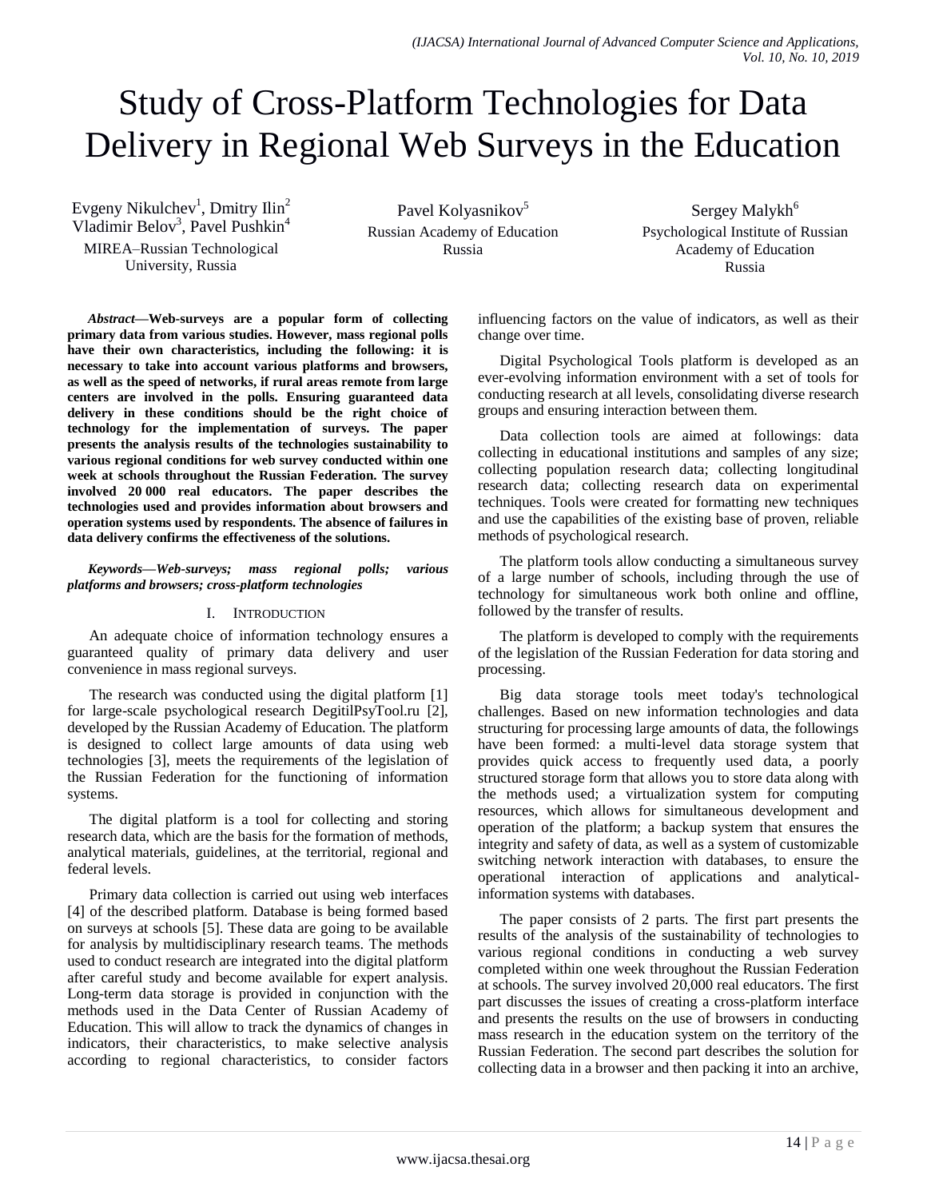# Study of Cross-Platform Technologies for Data Delivery in Regional Web Surveys in the Education

Evgeny Nikulchev[1], Dmitry Ilin[2]
Vladimir Belov[3], Pavel Pushkin[4]
MIREA–Russian Technological University, Russia

Pavel Kolyasnikov[5]
Russian Academy of Education
Russia

Sergey Malykh[6]
Psychological Institute of Russian Academy of Education
Russia

***Abstract*—Web-surveys are a popular form of collecting primary data from various studies. However, mass regional polls have their own characteristics, including the following: it is necessary to take into account various platforms and browsers, as well as the speed of networks, if rural areas remote from large centers are involved in the polls. Ensuring guaranteed data delivery in these conditions should be the right choice of technology for the implementation of surveys. The paper presents the analysis results of the technologies sustainability to various regional conditions for web survey conducted within one week at schools throughout the Russian Federation. The survey involved 20 000 real educators. The paper describes the technologies used and provides information about browsers and operation systems used by respondents. The absence of failures in data delivery confirms the effectiveness of the solutions.**

***Keywords*—Web-surveys; mass regional polls; various platforms and browsers; cross-platform technologies**

## I. Introduction

An adequate choice of information technology ensures a guaranteed quality of primary data delivery and user convenience in mass regional surveys.

The research was conducted using the digital platform [1] for large-scale psychological research DegitilPsyTool.ru [2], developed by the Russian Academy of Education. The platform is designed to collect large amounts of data using web technologies [3], meets the requirements of the legislation of the Russian Federation for the functioning of information systems.

The digital platform is a tool for collecting and storing research data, which are the basis for the formation of methods, analytical materials, guidelines, at the territorial, regional and federal levels.

Primary data collection is carried out using web interfaces [4] of the described platform. Database is being formed based on surveys at schools [5]. These data are going to be available for analysis by multidisciplinary research teams. The methods used to conduct research are integrated into the digital platform after careful study and become available for expert analysis. Long-term data storage is provided in conjunction with the methods used in the Data Center of Russian Academy of Education. This will allow to track the dynamics of changes in indicators, their characteristics, to make selective analysis according to regional characteristics, to consider factors influencing factors on the value of indicators, as well as their change over time.

Digital Psychological Tools platform is developed as an ever-evolving information environment with a set of tools for conducting research at all levels, consolidating diverse research groups and ensuring interaction between them.

Data collection tools are aimed at followings: data collecting in educational institutions and samples of any size; collecting population research data; collecting longitudinal research data; collecting research data on experimental techniques. Tools were created for formatting new techniques and use the capabilities of the existing base of proven, reliable methods of psychological research.

The platform tools allow conducting a simultaneous survey of a large number of schools, including through the use of technology for simultaneous work both online and offline, followed by the transfer of results.

The platform is developed to comply with the requirements of the legislation of the Russian Federation for data storing and processing.

Big data storage tools meet today's technological challenges. Based on new information technologies and data structuring for processing large amounts of data, the followings have been formed: a multi-level data storage system that provides quick access to frequently used data, a poorly structured storage form that allows you to store data along with the methods used; a virtualization system for computing resources, which allows for simultaneous development and operation of the platform; a backup system that ensures the integrity and safety of data, as well as a system of customizable switching network interaction with databases, to ensure the operational interaction of applications and analytical-information systems with databases.

The paper consists of 2 parts. The first part presents the results of the analysis of the sustainability of technologies to various regional conditions in conducting a web survey completed within one week throughout the Russian Federation at schools. The survey involved 20,000 real educators. The first part discusses the issues of creating a cross-platform interface and presents the results on the use of browsers in conducting mass research in the education system on the territory of the Russian Federation. The second part describes the solution for collecting data in a browser and then packing it into an archive,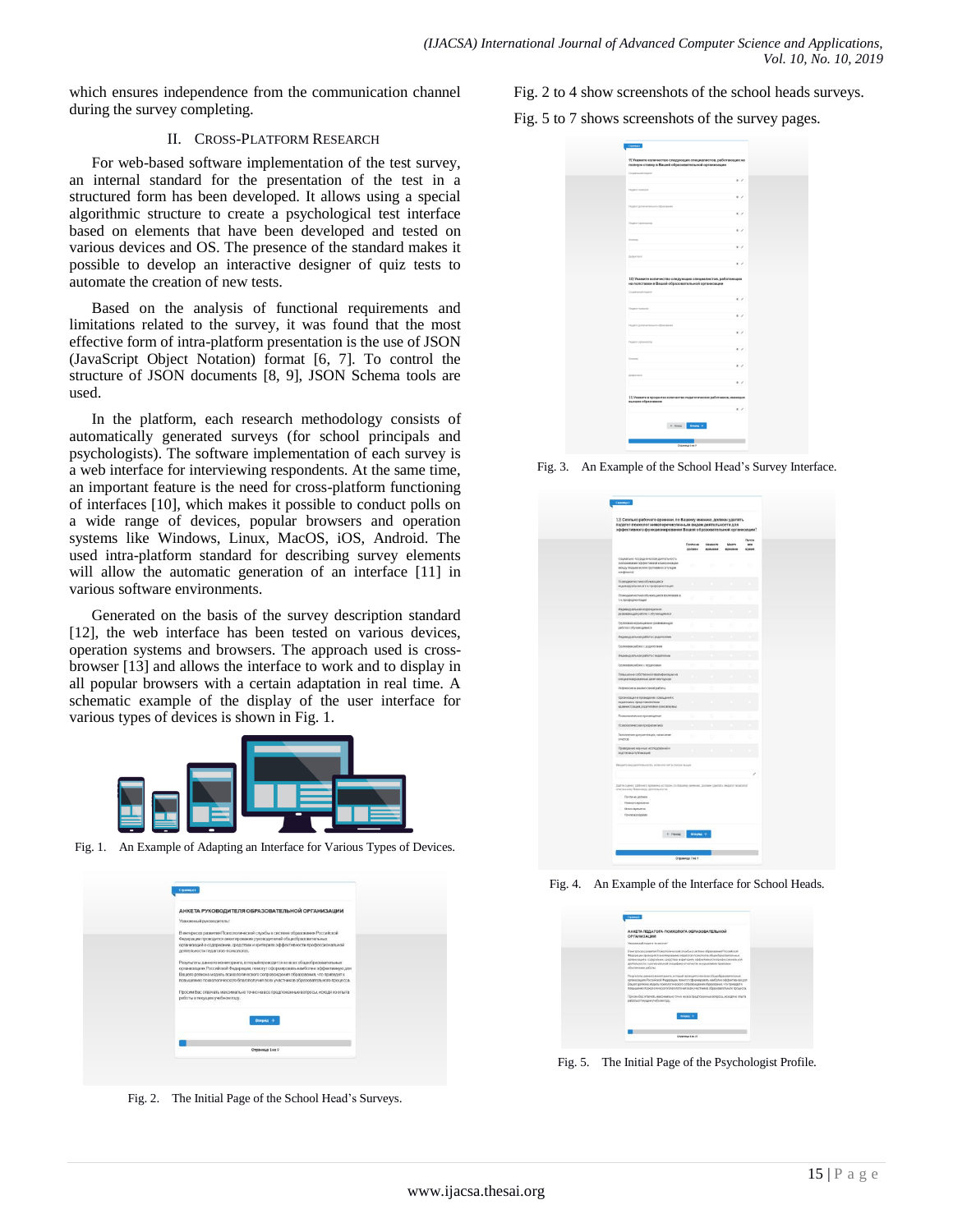which ensures independence from the communication channel during the survey completing.

## II. Cross-Platform Research

For web-based software implementation of the test survey, an internal standard for the presentation of the test in a structured form has been developed. It allows using a special algorithmic structure to create a psychological test interface based on elements that have been developed and tested on various devices and OS. The presence of the standard makes it possible to develop an interactive designer of quiz tests to automate the creation of new tests.

Based on the analysis of functional requirements and limitations related to the survey, it was found that the most effective form of intra-platform presentation is the use of JSON (JavaScript Object Notation) format [6, 7]. To control the structure of JSON documents [8, 9], JSON Schema tools are used.

In the platform, each research methodology consists of automatically generated surveys (for school principals and psychologists). The software implementation of each survey is a web interface for interviewing respondents. At the same time, an important feature is the need for cross-platform functioning of interfaces [10], which makes it possible to conduct polls on a wide range of devices, popular browsers and operation systems like Windows, Linux, MacOS, iOS, Android. The used intra-platform standard for describing survey elements will allow the automatic generation of an interface [11] in various software environments.

Generated on the basis of the survey description standard [12], the web interface has been tested on various devices, operation systems and browsers. The approach used is cross-browser [13] and allows the interface to work and to display in all popular browsers with a certain adaptation in real time. A schematic example of the display of the user interface for various types of devices is shown in Fig. 1.

Fig. 1. An Example of Adapting an Interface for Various Types of Devices.

Fig. 2. The Initial Page of the School Head's Surveys.

Fig. 2 to 4 show screenshots of the school heads surveys.

Fig. 5 to 7 shows screenshots of the survey pages.

Fig. 3. An Example of the School Head's Survey Interface.

Fig. 4. An Example of the Interface for School Heads.

Fig. 5. The Initial Page of the Psychologist Profile.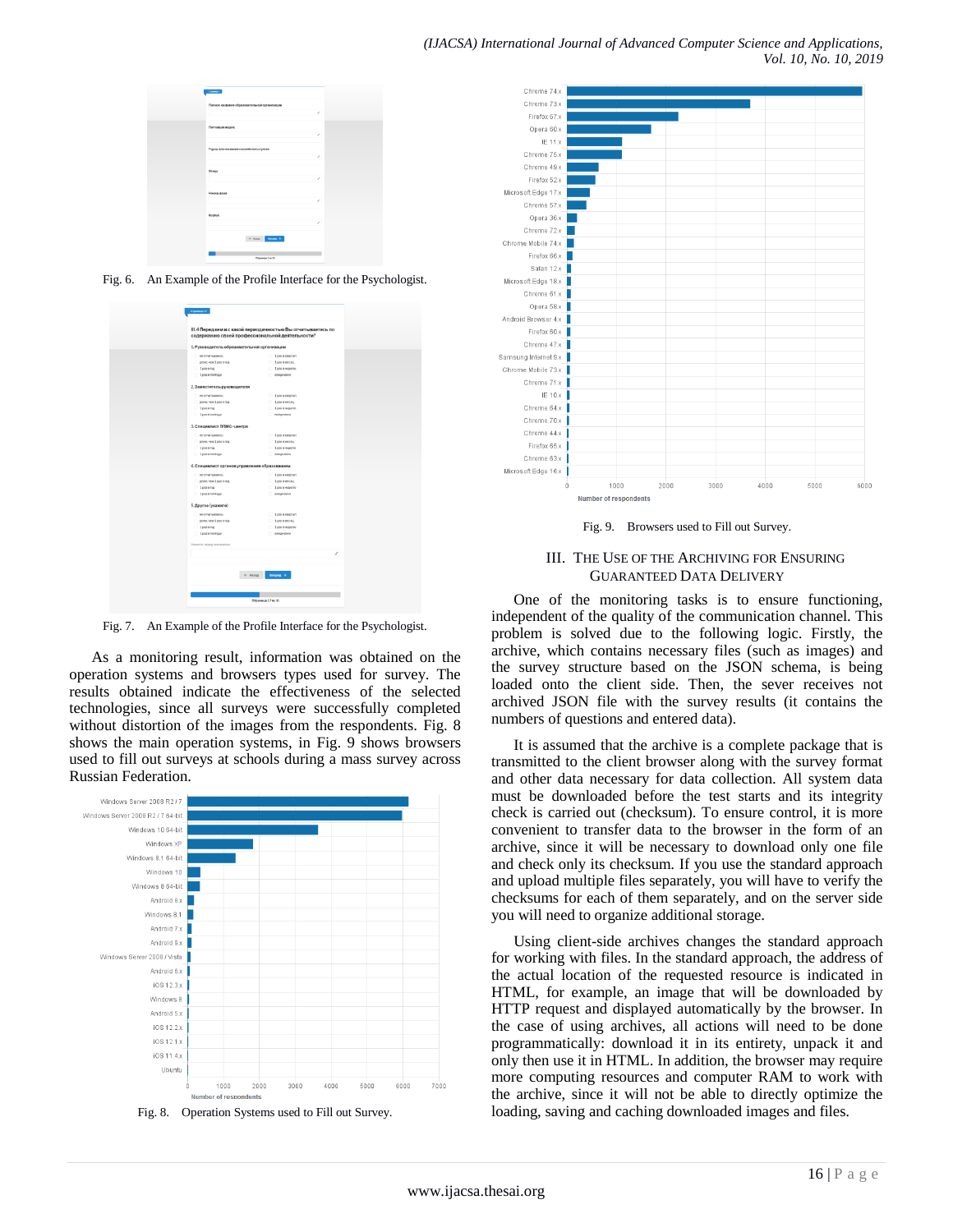Fig. 6. An Example of the Profile Interface for the Psychologist.

Fig. 7. An Example of the Profile Interface for the Psychologist.

As a monitoring result, information was obtained on the operation systems and browsers types used for survey. The results obtained indicate the effectiveness of the selected technologies, since all surveys were successfully completed without distortion of the images from the respondents. Fig. 8 shows the main operation systems, in Fig. 9 shows browsers used to fill out surveys at schools during a mass survey across Russian Federation.

Fig. 8. Operation Systems used to Fill out Survey.

Fig. 9. Browsers used to Fill out Survey.

## III. The Use of the Archiving for Ensuring Guaranteed Data Delivery

One of the monitoring tasks is to ensure functioning, independent of the quality of the communication channel. This problem is solved due to the following logic. Firstly, the archive, which contains necessary files (such as images) and the survey structure based on the JSON schema, is being loaded onto the client side. Then, the sever receives not archived JSON file with the survey results (it contains the numbers of questions and entered data).

It is assumed that the archive is a complete package that is transmitted to the client browser along with the survey format and other data necessary for data collection. All system data must be downloaded before the test starts and its integrity check is carried out (checksum). To ensure control, it is more convenient to transfer data to the browser in the form of an archive, since it will be necessary to download only one file and check only its checksum. If you use the standard approach and upload multiple files separately, you will have to verify the checksums for each of them separately, and on the server side you will need to organize additional storage.

Using client-side archives changes the standard approach for working with files. In the standard approach, the address of the actual location of the requested resource is indicated in HTML, for example, an image that will be downloaded by HTTP request and displayed automatically by the browser. In the case of using archives, all actions will need to be done programmatically: download it in its entirety, unpack it and only then use it in HTML. In addition, the browser may require more computing resources and computer RAM to work with the archive, since it will not be able to directly optimize the loading, saving and caching downloaded images and files.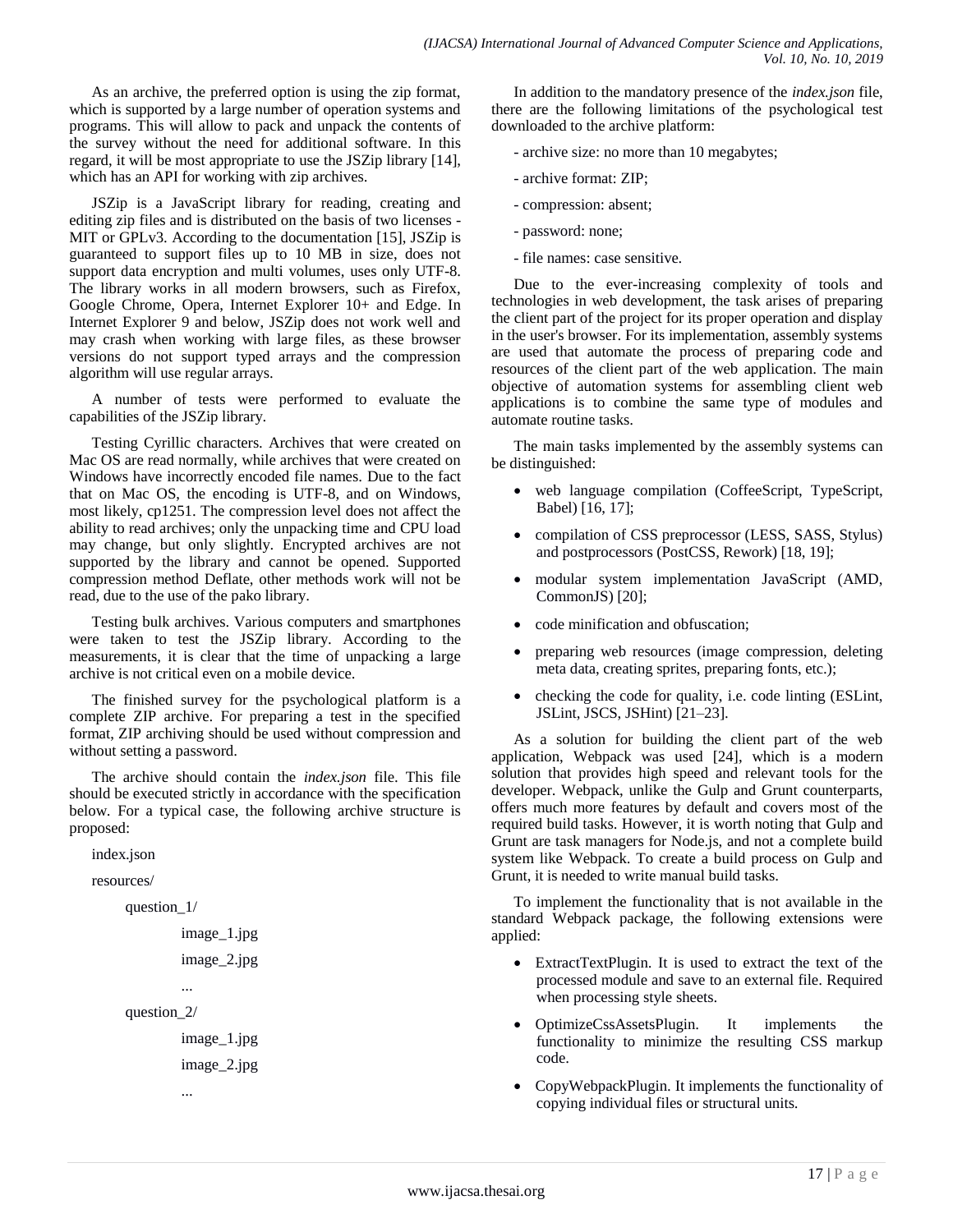As an archive, the preferred option is using the zip format, which is supported by a large number of operation systems and programs. This will allow to pack and unpack the contents of the survey without the need for additional software. In this regard, it will be most appropriate to use the JSZip library [14], which has an API for working with zip archives.

JSZip is a JavaScript library for reading, creating and editing zip files and is distributed on the basis of two licenses - MIT or GPLv3. According to the documentation [15], JSZip is guaranteed to support files up to 10 MB in size, does not support data encryption and multi volumes, uses only UTF-8. The library works in all modern browsers, such as Firefox, Google Chrome, Opera, Internet Explorer 10+ and Edge. In Internet Explorer 9 and below, JSZip does not work well and may crash when working with large files, as these browser versions do not support typed arrays and the compression algorithm will use regular arrays.

A number of tests were performed to evaluate the capabilities of the JSZip library.

Testing Cyrillic characters. Archives that were created on Mac OS are read normally, while archives that were created on Windows have incorrectly encoded file names. Due to the fact that on Mac OS, the encoding is UTF-8, and on Windows, most likely, cp1251. The compression level does not affect the ability to read archives; only the unpacking time and CPU load may change, but only slightly. Encrypted archives are not supported by the library and cannot be opened. Supported compression method Deflate, other methods work will not be read, due to the use of the pako library.

Testing bulk archives. Various computers and smartphones were taken to test the JSZip library. According to the measurements, it is clear that the time of unpacking a large archive is not critical even on a mobile device.

The finished survey for the psychological platform is a complete ZIP archive. For preparing a test in the specified format, ZIP archiving should be used without compression and without setting a password.

The archive should contain the *index.json* file. This file should be executed strictly in accordance with the specification below. For a typical case, the following archive structure is proposed:

```
index.json
resources/
    question_1/
        image_1.jpg
        image_2.jpg
        ...
    question_2/
        image_1.jpg
        image_2.jpg
        ...
```

In addition to the mandatory presence of the *index.json* file, there are the following limitations of the psychological test downloaded to the archive platform:

- archive size: no more than 10 megabytes;

- archive format: ZIP;

- compression: absent;

- password: none;

- file names: case sensitive.

Due to the ever-increasing complexity of tools and technologies in web development, the task arises of preparing the client part of the project for its proper operation and display in the user's browser. For its implementation, assembly systems are used that automate the process of preparing code and resources of the client part of the web application. The main objective of automation systems for assembling client web applications is to combine the same type of modules and automate routine tasks.

The main tasks implemented by the assembly systems can be distinguished:

- web language compilation (CoffeeScript, TypeScript, Babel) [16, 17];
- compilation of CSS preprocessor (LESS, SASS, Stylus) and postprocessors (PostCSS, Rework) [18, 19];
- modular system implementation JavaScript (AMD, CommonJS) [20];
- code minification and obfuscation;
- preparing web resources (image compression, deleting meta data, creating sprites, preparing fonts, etc.);
- checking the code for quality, i.e. code linting (ESLint, JSLint, JSCS, JSHint) [21–23].

As a solution for building the client part of the web application, Webpack was used [24], which is a modern solution that provides high speed and relevant tools for the developer. Webpack, unlike the Gulp and Grunt counterparts, offers much more features by default and covers most of the required build tasks. However, it is worth noting that Gulp and Grunt are task managers for Node.js, and not a complete build system like Webpack. To create a build process on Gulp and Grunt, it is needed to write manual build tasks.

To implement the functionality that is not available in the standard Webpack package, the following extensions were applied:

- ExtractTextPlugin. It is used to extract the text of the processed module and save to an external file. Required when processing style sheets.
- OptimizeCssAssetsPlugin. It implements the functionality to minimize the resulting CSS markup code.
- CopyWebpackPlugin. It implements the functionality of copying individual files or structural units.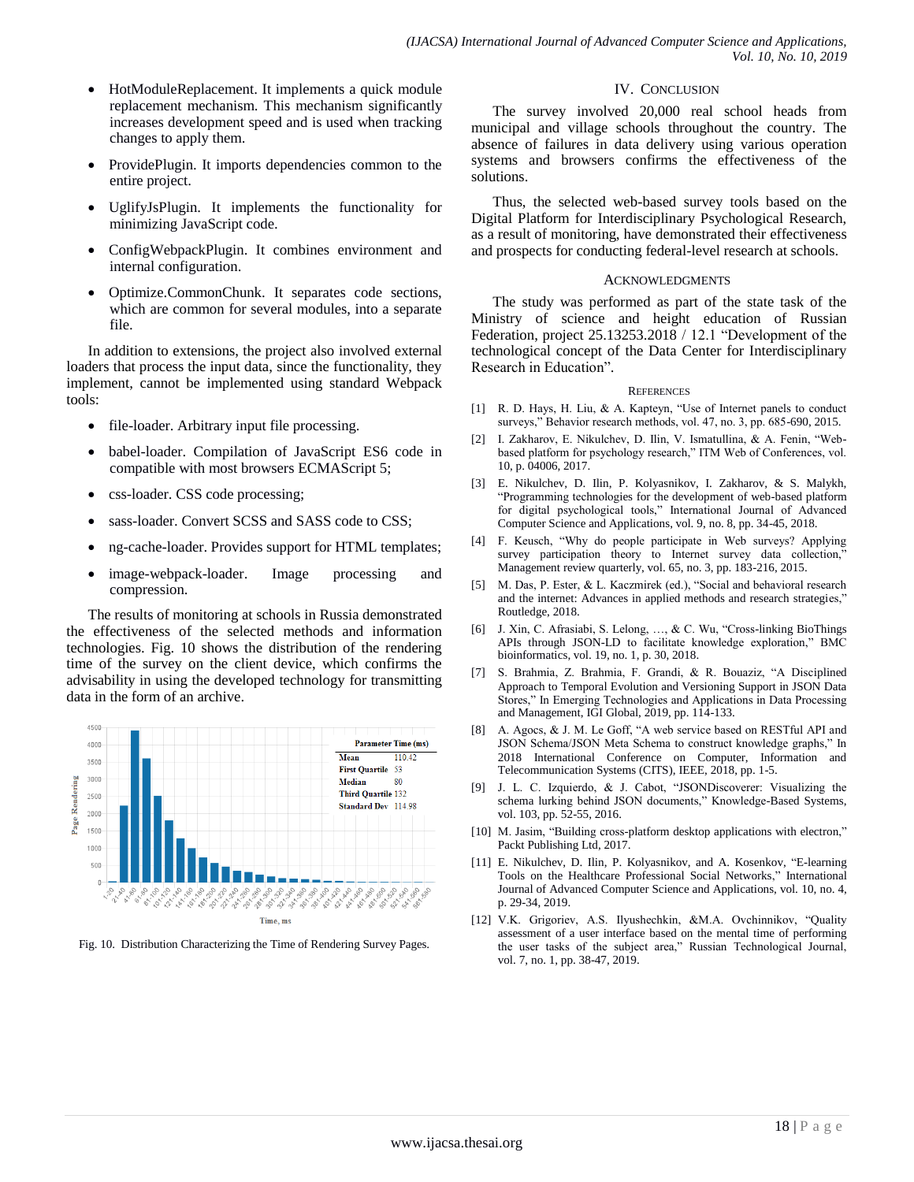- HotModuleReplacement. It implements a quick module replacement mechanism. This mechanism significantly increases development speed and is used when tracking changes to apply them.
- ProvidePlugin. It imports dependencies common to the entire project.
- UglifyJsPlugin. It implements the functionality for minimizing JavaScript code.
- ConfigWebpackPlugin. It combines environment and internal configuration.
- Optimize.CommonChunk. It separates code sections, which are common for several modules, into a separate file.

In addition to extensions, the project also involved external loaders that process the input data, since the functionality, they implement, cannot be implemented using standard Webpack tools:

- file-loader. Arbitrary input file processing.
- babel-loader. Compilation of JavaScript ES6 code in compatible with most browsers ECMAScript 5;
- css-loader. CSS code processing;
- sass-loader. Convert SCSS and SASS code to CSS;
- ng-cache-loader. Provides support for HTML templates;
- image-webpack-loader. Image processing and compression.

The results of monitoring at schools in Russia demonstrated the effectiveness of the selected methods and information technologies. Fig. 10 shows the distribution of the rendering time of the survey on the client device, which confirms the advisability in using the developed technology for transmitting data in the form of an archive.

| Parameter | Time (ms) |
|---|---|
| Mean | 110.42 |
| First Quartile | 53 |
| Median | 80 |
| Third Quartile | 132 |
| Standard Dev | 114.98 |

Fig. 10. Distribution Characterizing the Time of Rendering Survey Pages.

## IV. Conclusion

The survey involved 20,000 real school heads from municipal and village schools throughout the country. The absence of failures in data delivery using various operation systems and browsers confirms the effectiveness of the solutions.

Thus, the selected web-based survey tools based on the Digital Platform for Interdisciplinary Psychological Research, as a result of monitoring, have demonstrated their effectiveness and prospects for conducting federal-level research at schools.

## Acknowledgments

The study was performed as part of the state task of the Ministry of science and height education of Russian Federation, project 25.13253.2018 / 12.1 "Development of the technological concept of the Data Center for Interdisciplinary Research in Education".

## References

[1] R. D. Hays, H. Liu, & A. Kapteyn, "Use of Internet panels to conduct surveys," Behavior research methods, vol. 47, no. 3, pp. 685-690, 2015.

[2] I. Zakharov, E. Nikulchev, D. Ilin, V. Ismatullina, & A. Fenin, "Web-based platform for psychology research," ITM Web of Conferences, vol. 10, p. 04006, 2017.

[3] E. Nikulchev, D. Ilin, P. Kolyasnikov, I. Zakharov, & S. Malykh, "Programming technologies for the development of web-based platform for digital psychological tools," International Journal of Advanced Computer Science and Applications, vol. 9, no. 8, pp. 34-45, 2018.

[4] F. Keusch, "Why do people participate in Web surveys? Applying survey participation theory to Internet survey data collection," Management review quarterly, vol. 65, no. 3, pp. 183-216, 2015.

[5] M. Das, P. Ester, & L. Kaczmirek (ed.), "Social and behavioral research and the internet: Advances in applied methods and research strategies," Routledge, 2018.

[6] J. Xin, C. Afrasiabi, S. Lelong, …, & C. Wu, "Cross-linking BioThings APIs through JSON-LD to facilitate knowledge exploration," BMC bioinformatics, vol. 19, no. 1, p. 30, 2018.

[7] S. Brahmia, Z. Brahmia, F. Grandi, & R. Bouaziz, "A Disciplined Approach to Temporal Evolution and Versioning Support in JSON Data Stores," In Emerging Technologies and Applications in Data Processing and Management, IGI Global, 2019, pp. 114-133.

[8] A. Agocs, & J. M. Le Goff, "A web service based on RESTful API and JSON Schema/JSON Meta Schema to construct knowledge graphs," In 2018 International Conference on Computer, Information and Telecommunication Systems (CITS), IEEE, 2018, pp. 1-5.

[9] J. L. C. Izquierdo, & J. Cabot, "JSONDiscoverer: Visualizing the schema lurking behind JSON documents," Knowledge-Based Systems, vol. 103, pp. 52-55, 2016.

[10] M. Jasim, "Building cross-platform desktop applications with electron," Packt Publishing Ltd, 2017.

[11] E. Nikulchev, D. Ilin, P. Kolyasnikov, and A. Kosenkov, "E-learning Tools on the Healthcare Professional Social Networks," International Journal of Advanced Computer Science and Applications, vol. 10, no. 4, p. 29-34, 2019.

[12] V.K. Grigoriev, A.S. Ilyushechkin, &M.A. Ovchinnikov, "Quality assessment of a user interface based on the mental time of performing the user tasks of the subject area," Russian Technological Journal, vol. 7, no. 1, pp. 38-47, 2019.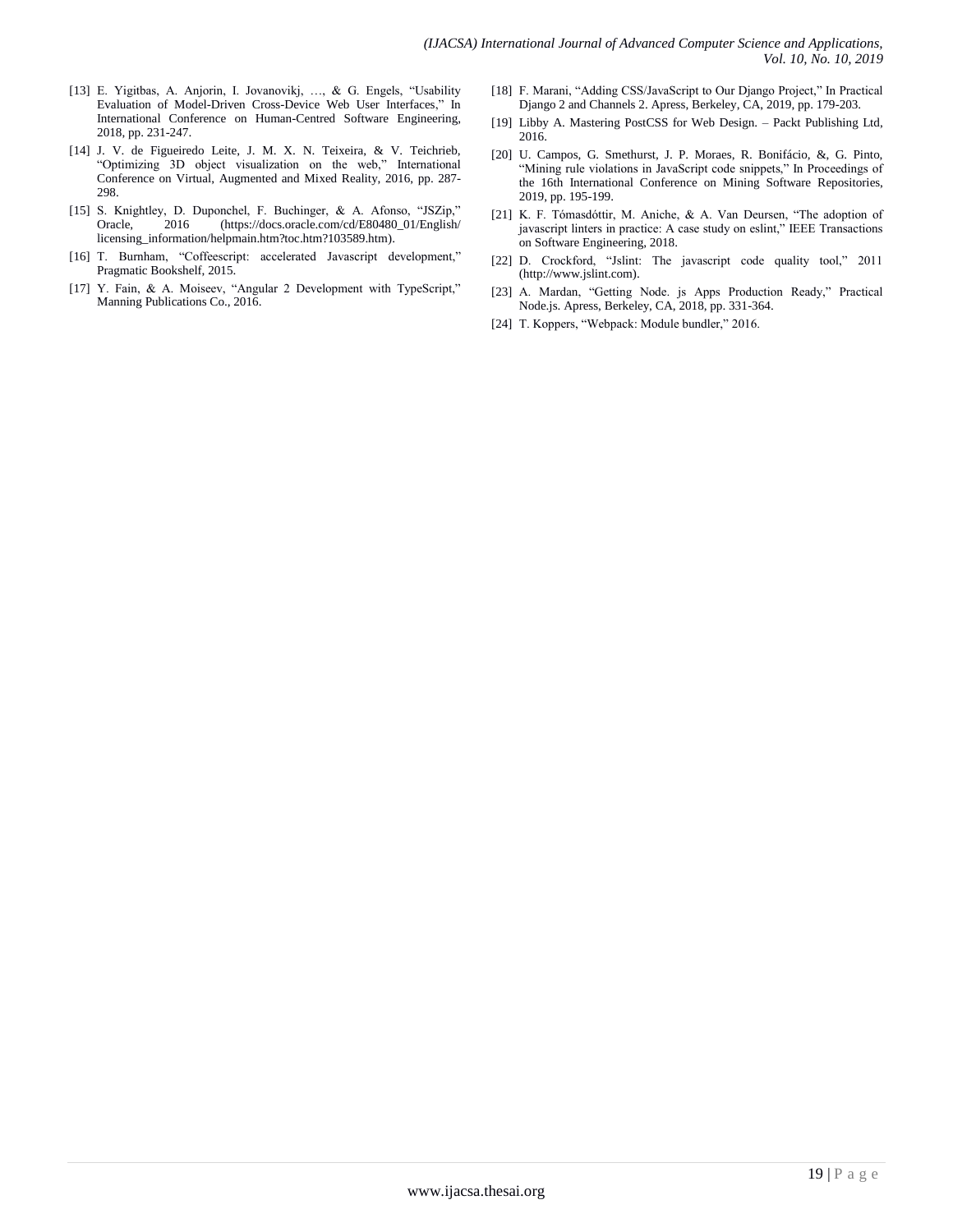[13] E. Yigitbas, A. Anjorin, I. Jovanovikj, …, & G. Engels, "Usability Evaluation of Model-Driven Cross-Device Web User Interfaces," In International Conference on Human-Centred Software Engineering, 2018, pp. 231-247.

[14] J. V. de Figueiredo Leite, J. M. X. N. Teixeira, & V. Teichrieb, "Optimizing 3D object visualization on the web," International Conference on Virtual, Augmented and Mixed Reality, 2016, pp. 287-298.

[15] S. Knightley, D. Duponchel, F. Buchinger, & A. Afonso, "JSZip," Oracle, 2016 (https://docs.oracle.com/cd/E80480_01/English/licensing_information/helpmain.htm?toc.htm?103589.htm).

[16] T. Burnham, "Coffeescript: accelerated Javascript development," Pragmatic Bookshelf, 2015.

[17] Y. Fain, & A. Moiseev, "Angular 2 Development with TypeScript," Manning Publications Co., 2016.

[18] F. Marani, "Adding CSS/JavaScript to Our Django Project," In Practical Django 2 and Channels 2. Apress, Berkeley, CA, 2019, pp. 179-203.

[19] Libby A. Mastering PostCSS for Web Design. – Packt Publishing Ltd, 2016.

[20] U. Campos, G. Smethurst, J. P. Moraes, R. Bonifácio, &, G. Pinto, "Mining rule violations in JavaScript code snippets," In Proceedings of the 16th International Conference on Mining Software Repositories, 2019, pp. 195-199.

[21] K. F. Tómasdóttir, M. Aniche, & A. Van Deursen, "The adoption of javascript linters in practice: A case study on eslint," IEEE Transactions on Software Engineering, 2018.

[22] D. Crockford, "Jslint: The javascript code quality tool," 2011 (http://www.jslint.com).

[23] A. Mardan, "Getting Node. js Apps Production Ready," Practical Node.js. Apress, Berkeley, CA, 2018, pp. 331-364.

[24] T. Koppers, "Webpack: Module bundler," 2016.